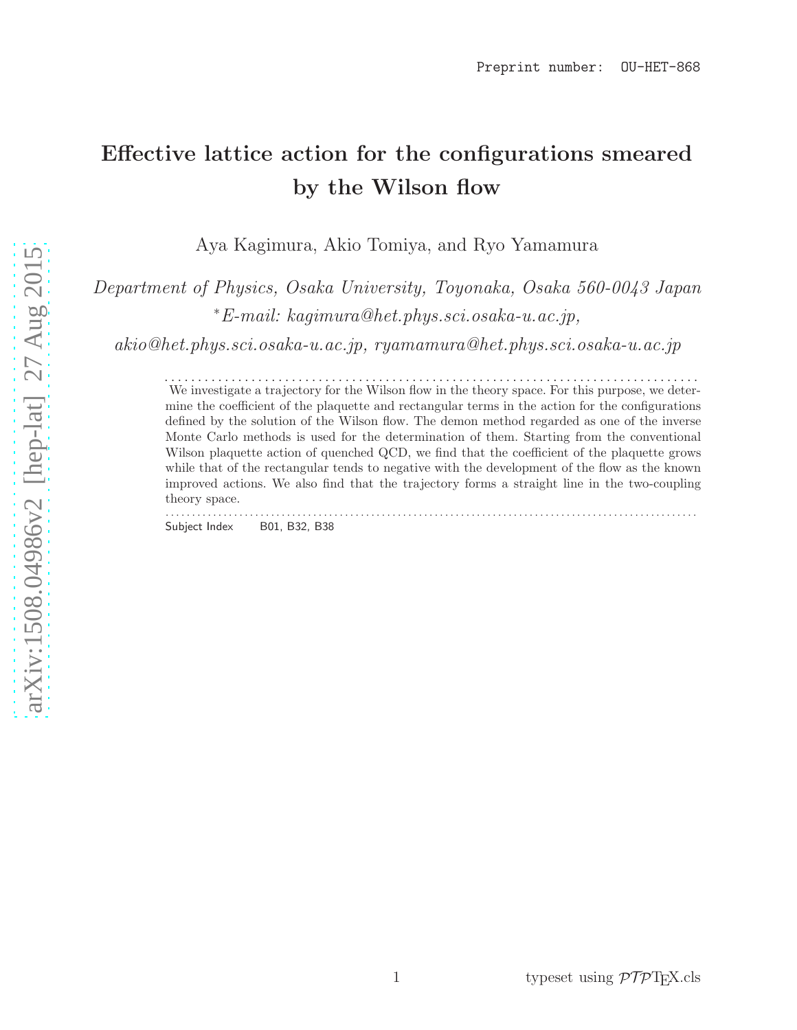Preprint number: OU-HET-868

# Effective lattice action for the configurations smeared by the Wilson flow

Aya Kagimura, Akio Tomiya, and Ryo Yamamura

*Department of Physics, Osaka University, Toyonaka, Osaka 560-0043 Japan*

*[*]E-mail: kagimura@het.phys.sci.osaka-u.ac.jp, akio@het.phys.sci.osaka-u.ac.jp, ryamamura@het.phys.sci.osaka-u.ac.jp*

---

We investigate a trajectory for the Wilson flow in the theory space. For this purpose, we determine the coefficient of the plaquette and rectangular terms in the action for the configurations defined by the solution of the Wilson flow. The demon method regarded as one of the inverse Monte Carlo methods is used for the determination of them. Starting from the conventional Wilson plaquette action of quenched QCD, we find that the coefficient of the plaquette grows while that of the rectangular tends to negative with the development of the flow as the known improved actions. We also find that the trajectory forms a straight line in the two-coupling theory space.

---

Subject Index B01, B32, B38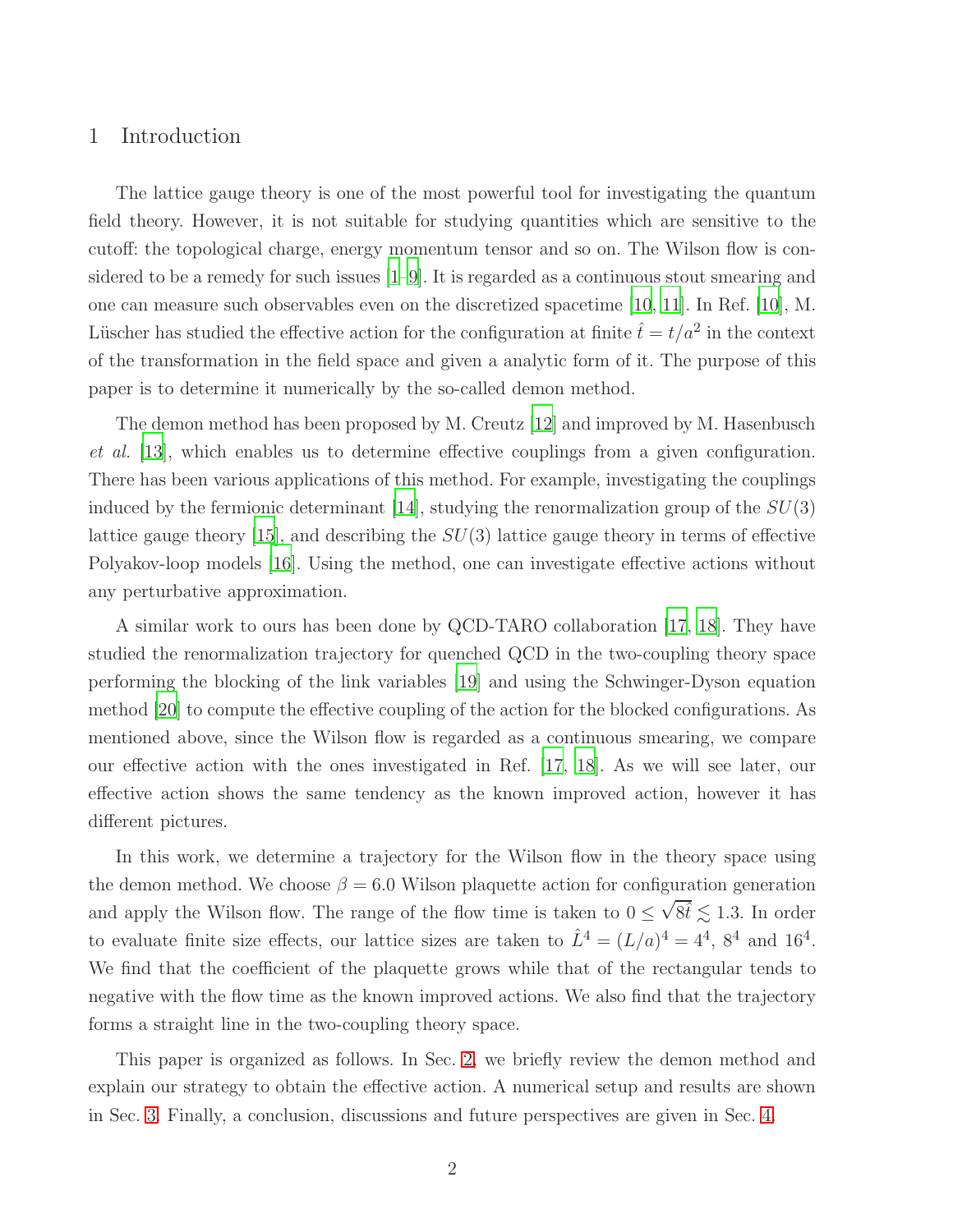## 1 Introduction

The lattice gauge theory is one of the most powerful tool for investigating the quantum field theory. However, it is not suitable for studying quantities which are sensitive to the cutoff: the topological charge, energy momentum tensor and so on. The Wilson flow is considered to be a remedy for such issues [1–9]. It is regarded as a continuous stout smearing and one can measure such observables even on the discretized spacetime [10, 11]. In Ref. [10], M. Lüscher has studied the effective action for the configuration at finite $\hat{t} = t/a^2$ in the context of the transformation in the field space and given a analytic form of it. The purpose of this paper is to determine it numerically by the so-called demon method.

The demon method has been proposed by M. Creutz [12] and improved by M. Hasenbusch *et al.* [13], which enables us to determine effective couplings from a given configuration. There has been various applications of this method. For example, investigating the couplings induced by the fermionic determinant [14], studying the renormalization group of the $SU(3)$ lattice gauge theory [15], and describing the $SU(3)$ lattice gauge theory in terms of effective Polyakov-loop models [16]. Using the method, one can investigate effective actions without any perturbative approximation.

A similar work to ours has been done by QCD-TARO collaboration [17, 18]. They have studied the renormalization trajectory for quenched QCD in the two-coupling theory space performing the blocking of the link variables [19] and using the Schwinger-Dyson equation method [20] to compute the effective coupling of the action for the blocked configurations. As mentioned above, since the Wilson flow is regarded as a continuous smearing, we compare our effective action with the ones investigated in Ref. [17, 18]. As we will see later, our effective action shows the same tendency as the known improved action, however it has different pictures.

In this work, we determine a trajectory for the Wilson flow in the theory space using the demon method. We choose $\beta = 6.0$ Wilson plaquette action for configuration generation and apply the Wilson flow. The range of the flow time is taken to $0 \leq \sqrt{8\hat{t}} \lesssim 1.3$. In order to evaluate finite size effects, our lattice sizes are taken to $\hat{L}^4 = (L/a)^4 = 4^4$, $8^4$ and $16^4$. We find that the coefficient of the plaquette grows while that of the rectangular tends to negative with the flow time as the known improved actions. We also find that the trajectory forms a straight line in the two-coupling theory space.

This paper is organized as follows. In Sec. 2, we briefly review the demon method and explain our strategy to obtain the effective action. A numerical setup and results are shown in Sec. 3. Finally, a conclusion, discussions and future perspectives are given in Sec. 4.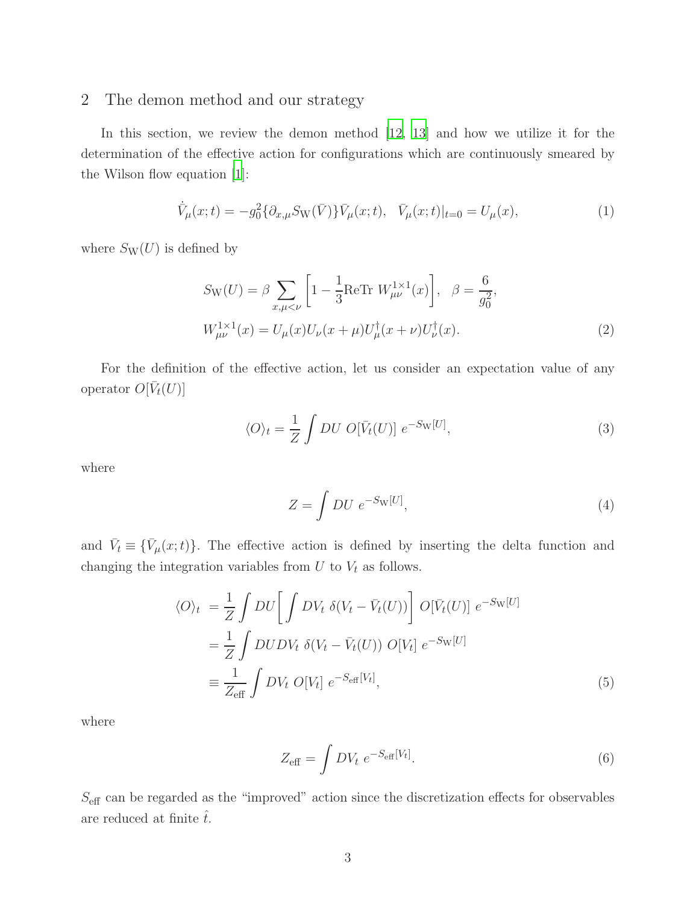## 2 The demon method and our strategy

In this section, we review the demon method [12, 13] and how we utilize it for the determination of the effective action for configurations which are continuously smeared by the Wilson flow equation [1]:

$$\dot{\bar{V}}_\mu(x;t) = -g_0^2\{\partial_{x,\mu} S_{\mathrm{W}}(\bar{V})\}\bar{V}_\mu(x;t), \quad \bar{V}_\mu(x;t)|_{t=0} = U_\mu(x), \tag{1}$$

where $S_{\mathrm{W}}(U)$ is defined by

$$\begin{aligned}
S_{\mathrm{W}}(U) &= \beta \sum_{x,\mu<\nu} \left[1 - \frac{1}{3}\mathrm{ReTr}\ W_{\mu\nu}^{1\times 1}(x)\right], \quad \beta = \frac{6}{g_0^2}, \\
W_{\mu\nu}^{1\times 1}(x) &= U_\mu(x)U_\nu(x+\mu)U_\mu^\dagger(x+\nu)U_\nu^\dagger(x).
\end{aligned} \tag{2}$$

For the definition of the effective action, let us consider an expectation value of any operator $O[\bar{V}_t(U)]$

$$\langle O\rangle_t = \frac{1}{Z}\int DU\ O[\bar{V}_t(U)]\ e^{-S_{\mathrm{W}}[U]}, \tag{3}$$

where

$$Z = \int DU\ e^{-S_{\mathrm{W}}[U]}, \tag{4}$$

and $\bar{V}_t \equiv \{\bar{V}_\mu(x;t)\}$. The effective action is defined by inserting the delta function and changing the integration variables from $U$ to $V_t$ as follows.

$$\begin{aligned}
\langle O\rangle_t &= \frac{1}{Z}\int DU\left[\int DV_t\ \delta(V_t - \bar{V}_t(U))\right]\ O[\bar{V}_t(U)]\ e^{-S_{\mathrm{W}}[U]} \\
&= \frac{1}{Z}\int DUDV_t\ \delta(V_t - \bar{V}_t(U))\ O[V_t]\ e^{-S_{\mathrm{W}}[U]} \\
&\equiv \frac{1}{Z_{\mathrm{eff}}}\int DV_t\ O[V_t]\ e^{-S_{\mathrm{eff}}[V_t]},
\end{aligned} \tag{5}$$

where

$$Z_{\mathrm{eff}} = \int DV_t\ e^{-S_{\mathrm{eff}}[V_t]}. \tag{6}$$

$S_{\mathrm{eff}}$ can be regarded as the "improved" action since the discretization effects for observables are reduced at finite $\hat{t}$.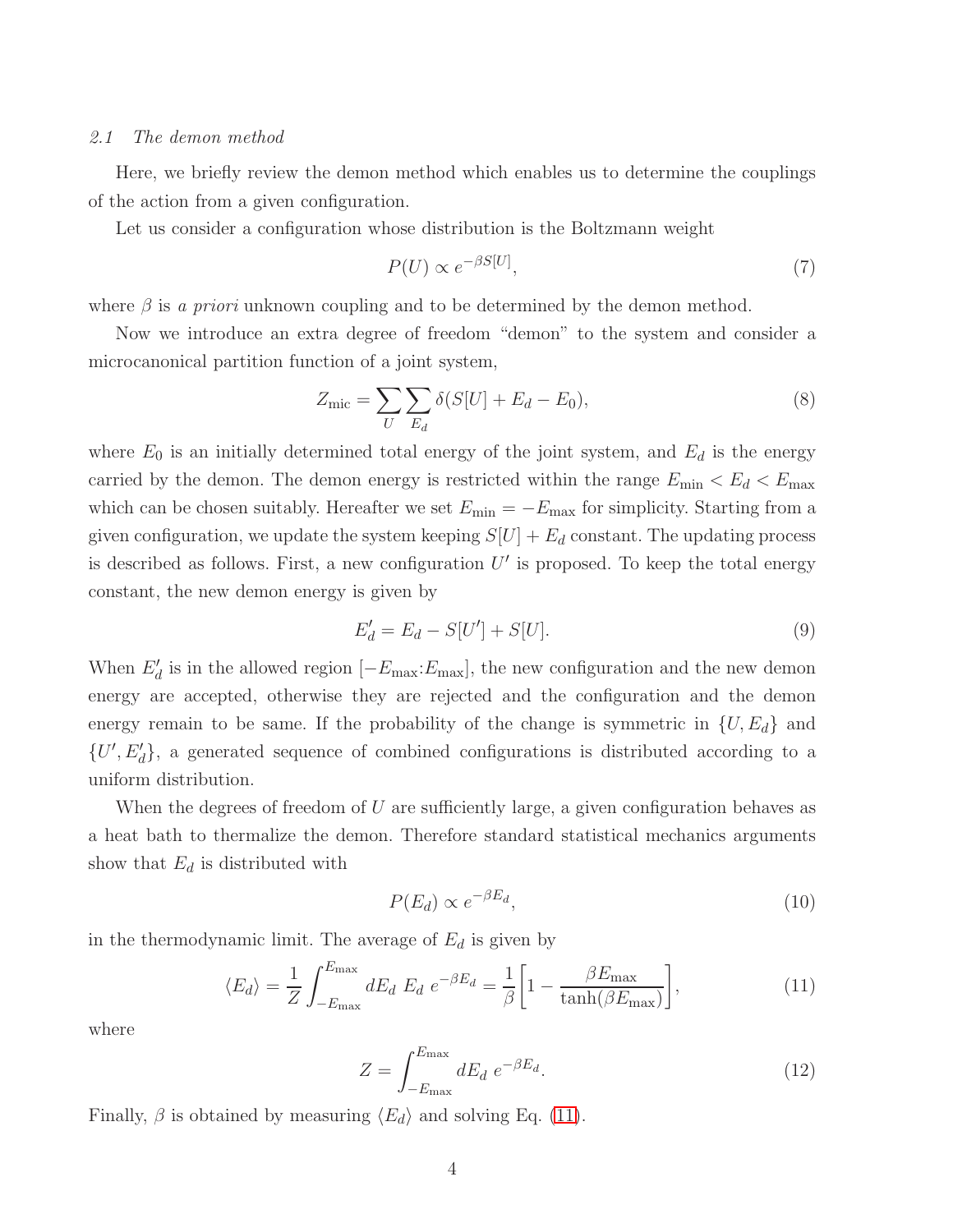### 2.1 The demon method

Here, we briefly review the demon method which enables us to determine the couplings of the action from a given configuration.

Let us consider a configuration whose distribution is the Boltzmann weight

$$P(U) \propto e^{-\beta S[U]}, \tag{7}$$

where $\beta$ is *a priori* unknown coupling and to be determined by the demon method.

Now we introduce an extra degree of freedom "demon" to the system and consider a microcanonical partition function of a joint system,

$$Z_{\text{mic}} = \sum_{U} \sum_{E_d} \delta(S[U] + E_d - E_0), \tag{8}$$

where $E_0$ is an initially determined total energy of the joint system, and $E_d$ is the energy carried by the demon. The demon energy is restricted within the range $E_{\text{min}} < E_d < E_{\text{max}}$ which can be chosen suitably. Hereafter we set $E_{\text{min}} = -E_{\text{max}}$ for simplicity. Starting from a given configuration, we update the system keeping $S[U] + E_d$ constant. The updating process is described as follows. First, a new configuration $U'$ is proposed. To keep the total energy constant, the new demon energy is given by

$$E'_d = E_d - S[U'] + S[U]. \tag{9}$$

When $E'_d$ is in the allowed region $[-E_{\text{max}}:E_{\text{max}}]$, the new configuration and the new demon energy are accepted, otherwise they are rejected and the configuration and the demon energy remain to be same. If the probability of the change is symmetric in $\{U, E_d\}$ and $\{U', E'_d\}$, a generated sequence of combined configurations is distributed according to a uniform distribution.

When the degrees of freedom of $U$ are sufficiently large, a given configuration behaves as a heat bath to thermalize the demon. Therefore standard statistical mechanics arguments show that $E_d$ is distributed with

$$P(E_d) \propto e^{-\beta E_d}, \tag{10}$$

in the thermodynamic limit. The average of $E_d$ is given by

$$\langle E_d \rangle = \frac{1}{Z} \int_{-E_{\text{max}}}^{E_{\text{max}}} dE_d \; E_d \; e^{-\beta E_d} = \frac{1}{\beta} \left[ 1 - \frac{\beta E_{\text{max}}}{\tanh(\beta E_{\text{max}})} \right], \tag{11}$$

where

$$Z = \int_{-E_{\text{max}}}^{E_{\text{max}}} dE_d \; e^{-\beta E_d}. \tag{12}$$

Finally, $\beta$ is obtained by measuring $\langle E_d \rangle$ and solving Eq. (11).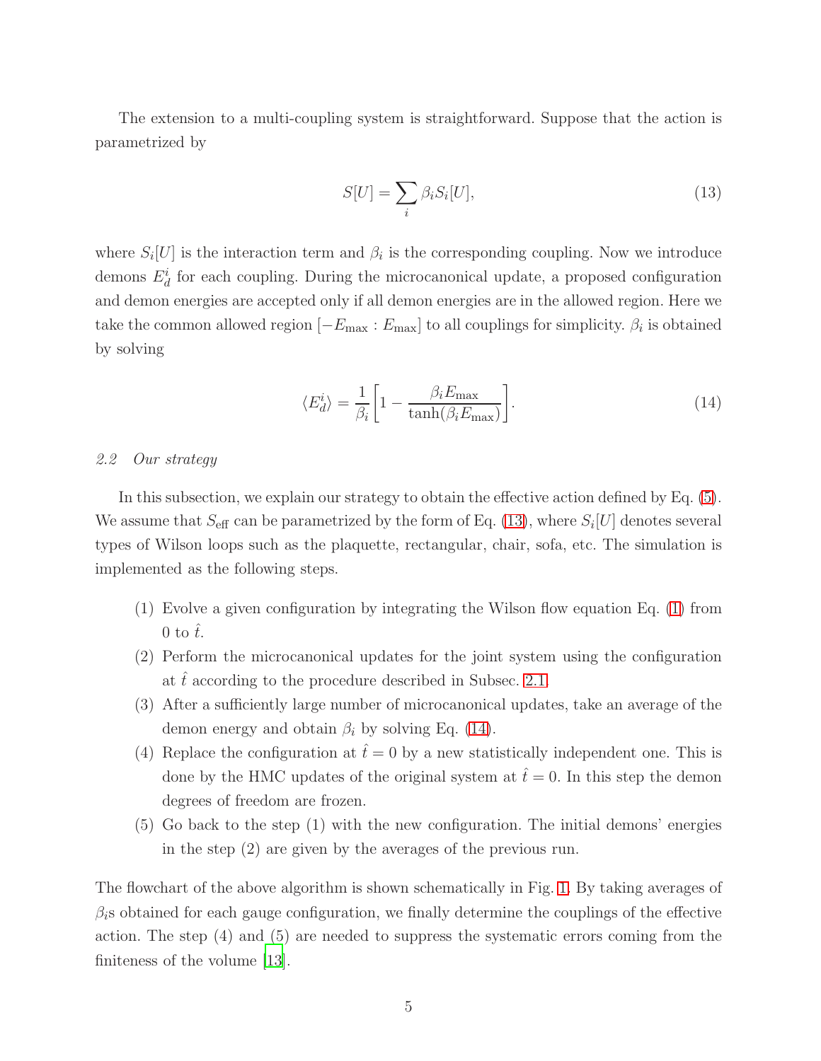The extension to a multi-coupling system is straightforward. Suppose that the action is parametrized by

$$S[U] = \sum_i \beta_i S_i[U], \tag{13}$$

where $S_i[U]$ is the interaction term and $\beta_i$ is the corresponding coupling. Now we introduce demons $E_d^i$ for each coupling. During the microcanonical update, a proposed configuration and demon energies are accepted only if all demon energies are in the allowed region. Here we take the common allowed region $[-E_{\max} : E_{\max}]$ to all couplings for simplicity. $\beta_i$ is obtained by solving

$$\langle E_d^i \rangle = \frac{1}{\beta_i}\left[1 - \frac{\beta_i E_{\max}}{\tanh(\beta_i E_{\max})}\right]. \tag{14}$$

### 2.2 *Our strategy*

In this subsection, we explain our strategy to obtain the effective action defined by Eq. (5). We assume that $S_{\text{eff}}$ can be parametrized by the form of Eq. (13), where $S_i[U]$ denotes several types of Wilson loops such as the plaquette, rectangular, chair, sofa, etc. The simulation is implemented as the following steps.

(1) Evolve a given configuration by integrating the Wilson flow equation Eq. (1) from 0 to $\hat{t}$.

(2) Perform the microcanonical updates for the joint system using the configuration at $\hat{t}$ according to the procedure described in Subsec. 2.1.

(3) After a sufficiently large number of microcanonical updates, take an average of the demon energy and obtain $\beta_i$ by solving Eq. (14).

(4) Replace the configuration at $\hat{t} = 0$ by a new statistically independent one. This is done by the HMC updates of the original system at $\hat{t} = 0$. In this step the demon degrees of freedom are frozen.

(5) Go back to the step (1) with the new configuration. The initial demons' energies in the step (2) are given by the averages of the previous run.

The flowchart of the above algorithm is shown schematically in Fig. 1. By taking averages of $\beta_i$s obtained for each gauge configuration, we finally determine the couplings of the effective action. The step (4) and (5) are needed to suppress the systematic errors coming from the finiteness of the volume [13].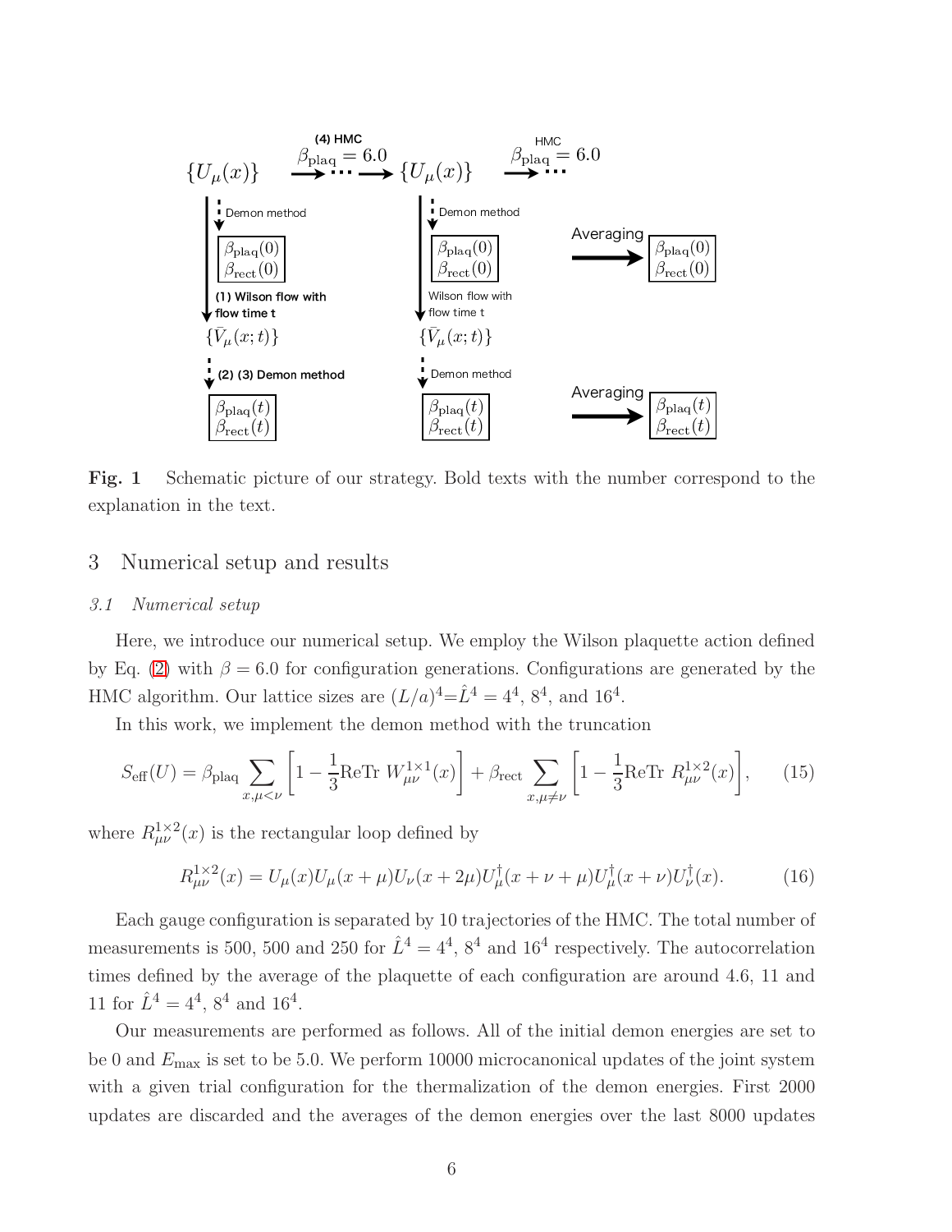Fig. 1  Schematic picture of our strategy. Bold texts with the number correspond to the explanation in the text.

## 3 Numerical setup and results

### 3.1 Numerical setup

Here, we introduce our numerical setup. We employ the Wilson plaquette action defined by Eq. (2) with $\beta = 6.0$ for configuration generations. Configurations are generated by the HMC algorithm. Our lattice sizes are $(L/a)^4 = \hat{L}^4 = 4^4$, $8^4$, and $16^4$.

In this work, we implement the demon method with the truncation

$$S_{\mathrm{eff}}(U) = \beta_{\mathrm{plaq}} \sum_{x,\mu<\nu} \left[1 - \frac{1}{3}\mathrm{ReTr}\ W^{1\times1}_{\mu\nu}(x)\right] + \beta_{\mathrm{rect}} \sum_{x,\mu\neq\nu} \left[1 - \frac{1}{3}\mathrm{ReTr}\ R^{1\times2}_{\mu\nu}(x)\right], \tag{15}$$

where $R^{1\times2}_{\mu\nu}(x)$ is the rectangular loop defined by

$$R^{1\times2}_{\mu\nu}(x) = U_\mu(x)U_\mu(x+\mu)U_\nu(x+2\mu)U^\dagger_\mu(x+\nu+\mu)U^\dagger_\mu(x+\nu)U^\dagger_\nu(x). \tag{16}$$

Each gauge configuration is separated by 10 trajectories of the HMC. The total number of measurements is 500, 500 and 250 for $\hat{L}^4 = 4^4$, $8^4$ and $16^4$ respectively. The autocorrelation times defined by the average of the plaquette of each configuration are around 4.6, 11 and 11 for $\hat{L}^4 = 4^4$, $8^4$ and $16^4$.

Our measurements are performed as follows. All of the initial demon energies are set to be 0 and $E_{\mathrm{max}}$ is set to be 5.0. We perform 10000 microcanonical updates of the joint system with a given trial configuration for the thermalization of the demon energies. First 2000 updates are discarded and the averages of the demon energies over the last 8000 updates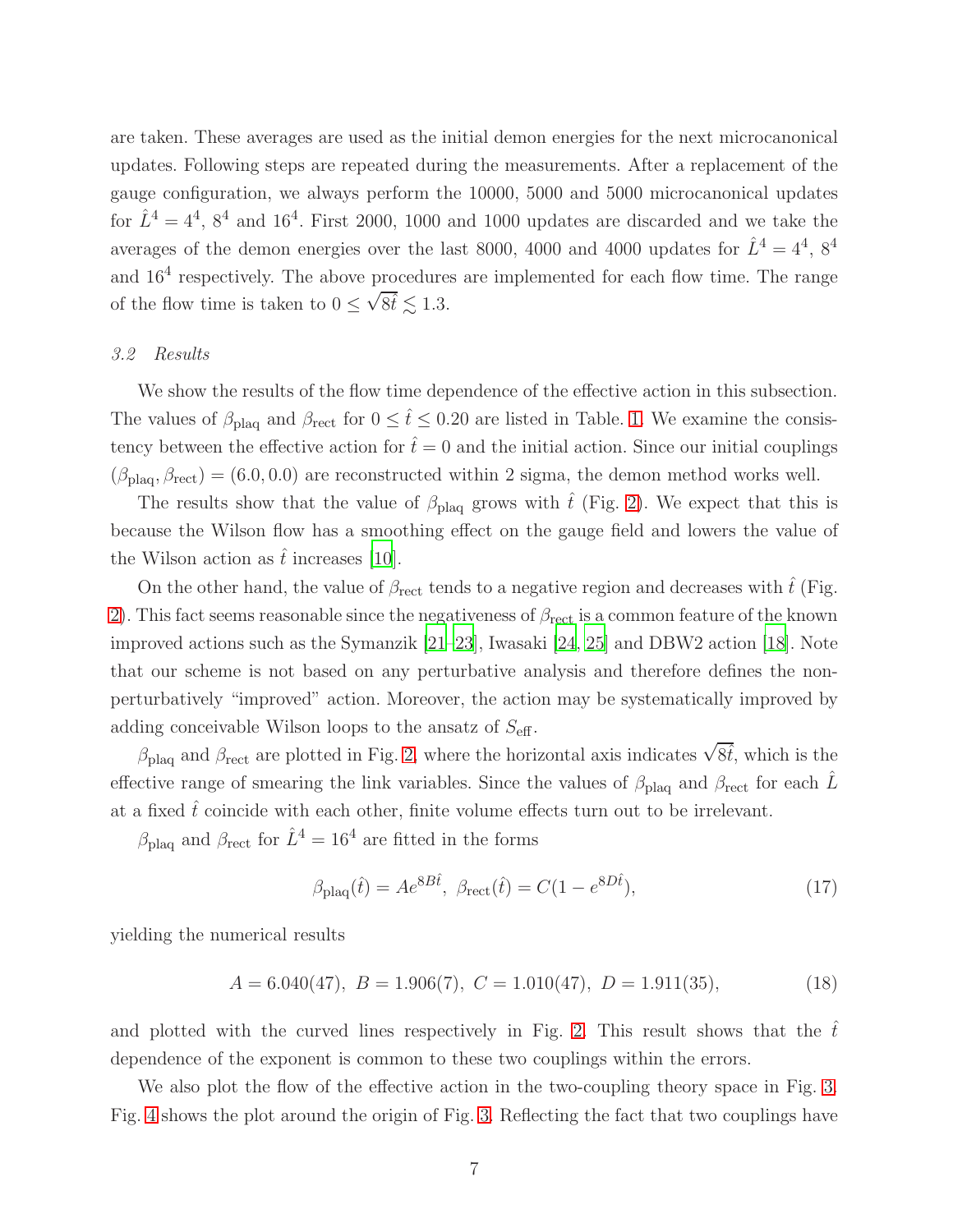are taken. These averages are used as the initial demon energies for the next microcanonical updates. Following steps are repeated during the measurements. After a replacement of the gauge configuration, we always perform the 10000, 5000 and 5000 microcanonical updates for $\hat{L}^4 = 4^4$, $8^4$ and $16^4$. First 2000, 1000 and 1000 updates are discarded and we take the averages of the demon energies over the last 8000, 4000 and 4000 updates for $\hat{L}^4 = 4^4$, $8^4$ and $16^4$ respectively. The above procedures are implemented for each flow time. The range of the flow time is taken to $0 \leq \sqrt{8\hat{t}} \lesssim 1.3$.

### *3.2 Results*

We show the results of the flow time dependence of the effective action in this subsection. The values of $\beta_{\rm plaq}$ and $\beta_{\rm rect}$ for $0 \leq \hat{t} \leq 0.20$ are listed in Table. 1. We examine the consistency between the effective action for $\hat{t} = 0$ and the initial action. Since our initial couplings $(\beta_{\rm plaq}, \beta_{\rm rect}) = (6.0, 0.0)$ are reconstructed within 2 sigma, the demon method works well.

The results show that the value of $\beta_{\rm plaq}$ grows with $\hat{t}$ (Fig. 2). We expect that this is because the Wilson flow has a smoothing effect on the gauge field and lowers the value of the Wilson action as $\hat{t}$ increases [10].

On the other hand, the value of $\beta_{\rm rect}$ tends to a negative region and decreases with $\hat{t}$ (Fig. 2). This fact seems reasonable since the negativeness of $\beta_{\rm rect}$ is a common feature of the known improved actions such as the Symanzik [21–23], Iwasaki [24, 25] and DBW2 action [18]. Note that our scheme is not based on any perturbative analysis and therefore defines the non-perturbatively "improved" action. Moreover, the action may be systematically improved by adding conceivable Wilson loops to the ansatz of $S_{\rm eff}$.

$\beta_{\rm plaq}$ and $\beta_{\rm rect}$ are plotted in Fig. 2, where the horizontal axis indicates $\sqrt{8\hat{t}}$, which is the effective range of smearing the link variables. Since the values of $\beta_{\rm plaq}$ and $\beta_{\rm rect}$ for each $\hat{L}$ at a fixed $\hat{t}$ coincide with each other, finite volume effects turn out to be irrelevant.

$\beta_{\rm plaq}$ and $\beta_{\rm rect}$ for $\hat{L}^4 = 16^4$ are fitted in the forms

$$\beta_{\rm plaq}(\hat{t}) = Ae^{8B\hat{t}},\ \beta_{\rm rect}(\hat{t}) = C(1 - e^{8D\hat{t}}), \tag{17}$$

yielding the numerical results

$$A = 6.040(47),\ B = 1.906(7),\ C = 1.010(47),\ D = 1.911(35), \tag{18}$$

and plotted with the curved lines respectively in Fig. 2. This result shows that the $\hat{t}$ dependence of the exponent is common to these two couplings within the errors.

We also plot the flow of the effective action in the two-coupling theory space in Fig. 3. Fig. 4 shows the plot around the origin of Fig. 3. Reflecting the fact that two couplings have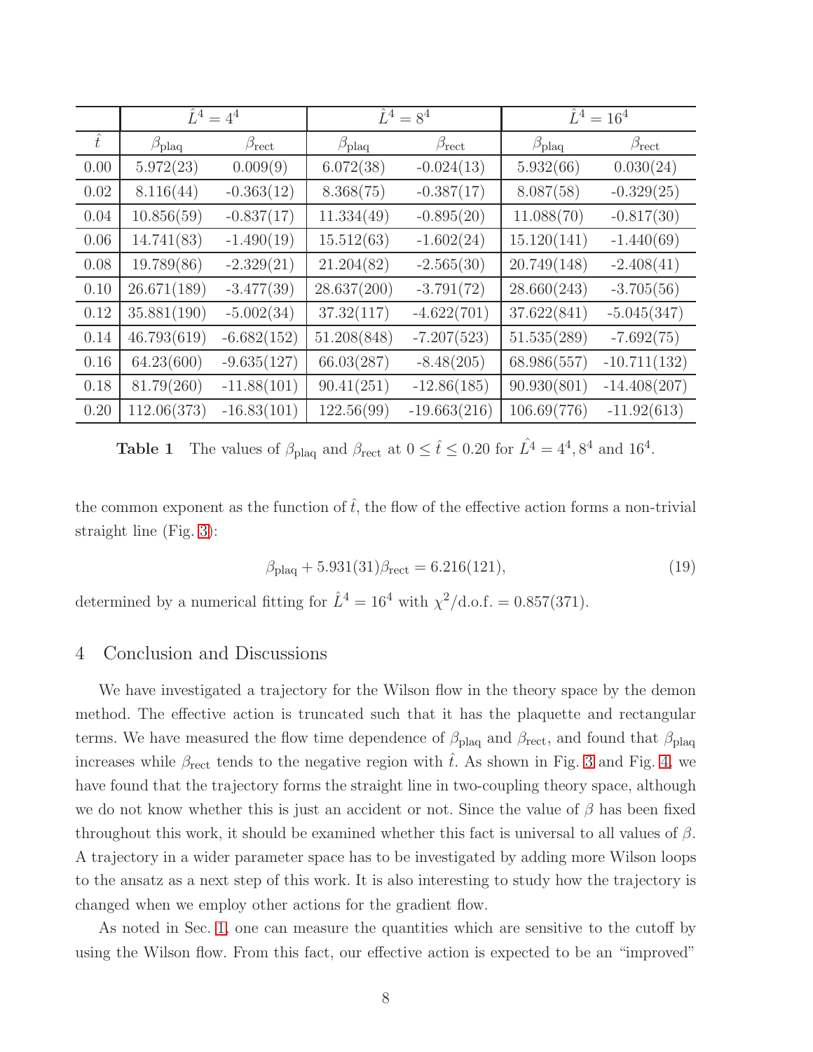| | $\hat{L}^4 = 4^4$ | | $\hat{L}^4 = 8^4$ | | $\hat{L}^4 = 16^4$ | |
|---|---|---|---|---|---|---|
| $\hat{t}$ | $\beta_{\rm plaq}$ | $\beta_{\rm rect}$ | $\beta_{\rm plaq}$ | $\beta_{\rm rect}$ | $\beta_{\rm plaq}$ | $\beta_{\rm rect}$ |
| 0.00 | 5.972(23) | 0.009(9) | 6.072(38) | -0.024(13) | 5.932(66) | 0.030(24) |
| 0.02 | 8.116(44) | -0.363(12) | 8.368(75) | -0.387(17) | 8.087(58) | -0.329(25) |
| 0.04 | 10.856(59) | -0.837(17) | 11.334(49) | -0.895(20) | 11.088(70) | -0.817(30) |
| 0.06 | 14.741(83) | -1.490(19) | 15.512(63) | -1.602(24) | 15.120(141) | -1.440(69) |
| 0.08 | 19.789(86) | -2.329(21) | 21.204(82) | -2.565(30) | 20.749(148) | -2.408(41) |
| 0.10 | 26.671(189) | -3.477(39) | 28.637(200) | -3.791(72) | 28.660(243) | -3.705(56) |
| 0.12 | 35.881(190) | -5.002(34) | 37.32(117) | -4.622(701) | 37.622(841) | -5.045(347) |
| 0.14 | 46.793(619) | -6.682(152) | 51.208(848) | -7.207(523) | 51.535(289) | -7.692(75) |
| 0.16 | 64.23(600) | -9.635(127) | 66.03(287) | -8.48(205) | 68.986(557) | -10.711(132) |
| 0.18 | 81.79(260) | -11.88(101) | 90.41(251) | -12.86(185) | 90.930(801) | -14.408(207) |
| 0.20 | 112.06(373) | -16.83(101) | 122.56(99) | -19.663(216) | 106.69(776) | -11.92(613) |

**Table 1** The values of $\beta_{\rm plaq}$ and $\beta_{\rm rect}$ at $0 \le \hat{t} \le 0.20$ for $\hat{L}^4 = 4^4, 8^4$ and $16^4$.

the common exponent as the function of $\hat{t}$, the flow of the effective action forms a non-trivial straight line (Fig. 3):

$$\beta_{\rm plaq} + 5.931(31)\beta_{\rm rect} = 6.216(121), \tag{19}$$

determined by a numerical fitting for $\hat{L}^4 = 16^4$ with $\chi^2/\text{d.o.f.} = 0.857(371)$.

## 4 Conclusion and Discussions

We have investigated a trajectory for the Wilson flow in the theory space by the demon method. The effective action is truncated such that it has the plaquette and rectangular terms. We have measured the flow time dependence of $\beta_{\rm plaq}$ and $\beta_{\rm rect}$, and found that $\beta_{\rm plaq}$ increases while $\beta_{\rm rect}$ tends to the negative region with $\hat{t}$. As shown in Fig. 3 and Fig. 4, we have found that the trajectory forms the straight line in two-coupling theory space, although we do not know whether this is just an accident or not. Since the value of $\beta$ has been fixed throughout this work, it should be examined whether this fact is universal to all values of $\beta$. A trajectory in a wider parameter space has to be investigated by adding more Wilson loops to the ansatz as a next step of this work. It is also interesting to study how the trajectory is changed when we employ other actions for the gradient flow.

As noted in Sec. 1, one can measure the quantities which are sensitive to the cutoff by using the Wilson flow. From this fact, our effective action is expected to be an "improved"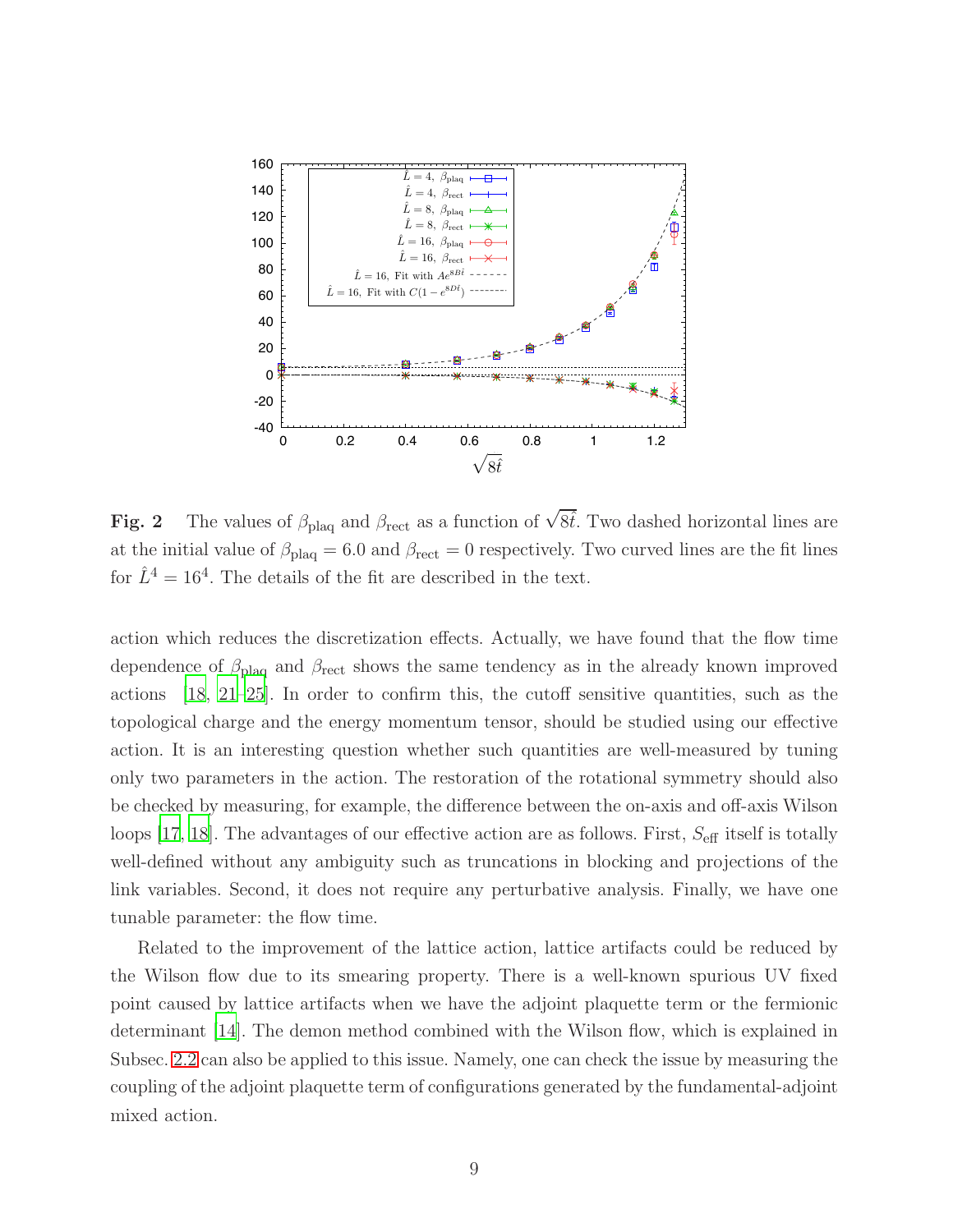**Fig. 2** The values of $\beta_{\text{plaq}}$ and $\beta_{\text{rect}}$ as a function of $\sqrt{8\hat{t}}$. Two dashed horizontal lines are at the initial value of $\beta_{\text{plaq}} = 6.0$ and $\beta_{\text{rect}} = 0$ respectively. Two curved lines are the fit lines for $\hat{L}^4 = 16^4$. The details of the fit are described in the text.

action which reduces the discretization effects. Actually, we have found that the flow time dependence of $\beta_{\text{plaq}}$ and $\beta_{\text{rect}}$ shows the same tendency as in the already known improved actions [18, 21–25]. In order to confirm this, the cutoff sensitive quantities, such as the topological charge and the energy momentum tensor, should be studied using our effective action. It is an interesting question whether such quantities are well-measured by tuning only two parameters in the action. The restoration of the rotational symmetry should also be checked by measuring, for example, the difference between the on-axis and off-axis Wilson loops [17, 18]. The advantages of our effective action are as follows. First, $S_{\text{eff}}$ itself is totally well-defined without any ambiguity such as truncations in blocking and projections of the link variables. Second, it does not require any perturbative analysis. Finally, we have one tunable parameter: the flow time.

Related to the improvement of the lattice action, lattice artifacts could be reduced by the Wilson flow due to its smearing property. There is a well-known spurious UV fixed point caused by lattice artifacts when we have the adjoint plaquette term or the fermionic determinant [14]. The demon method combined with the Wilson flow, which is explained in Subsec. 2.2 can also be applied to this issue. Namely, one can check the issue by measuring the coupling of the adjoint plaquette term of configurations generated by the fundamental-adjoint mixed action.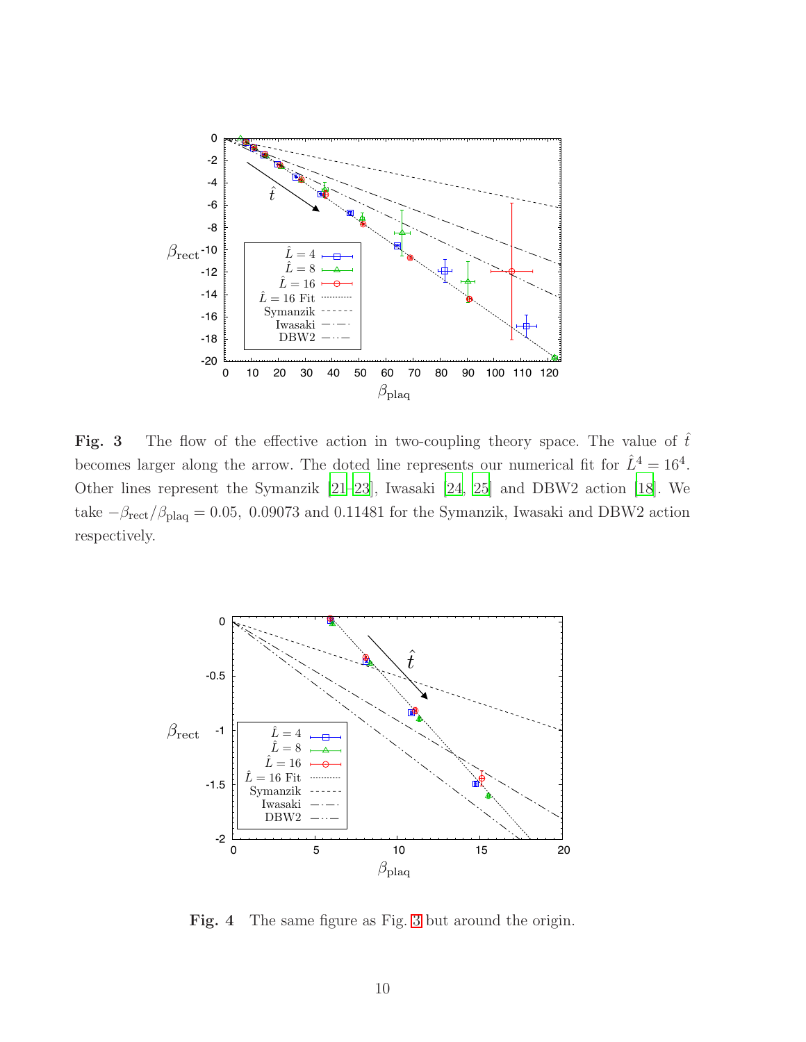**Fig. 3** The flow of the effective action in two-coupling theory space. The value of $\hat{t}$ becomes larger along the arrow. The doted line represents our numerical fit for $\hat{L}^4 = 16^4$. Other lines represent the Symanzik [21–23], Iwasaki [24, 25] and DBW2 action [18]. We take $-\beta_{\text{rect}}/\beta_{\text{plaq}} = 0.05,\ 0.09073$ and $0.11481$ for the Symanzik, Iwasaki and DBW2 action respectively.

**Fig. 4** The same figure as Fig. 3 but around the origin.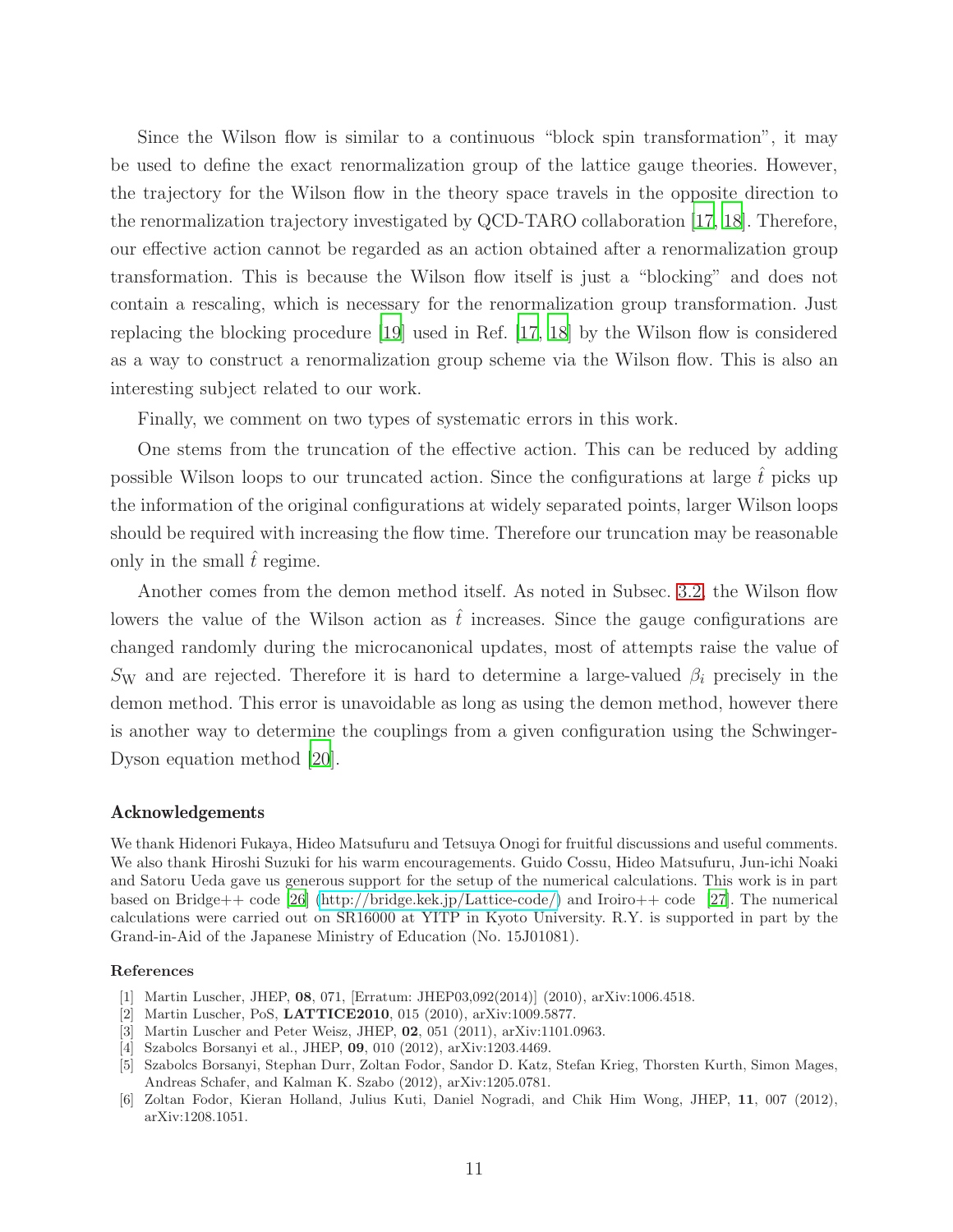Since the Wilson flow is similar to a continuous "block spin transformation", it may be used to define the exact renormalization group of the lattice gauge theories. However, the trajectory for the Wilson flow in the theory space travels in the opposite direction to the renormalization trajectory investigated by QCD-TARO collaboration [17, 18]. Therefore, our effective action cannot be regarded as an action obtained after a renormalization group transformation. This is because the Wilson flow itself is just a "blocking" and does not contain a rescaling, which is necessary for the renormalization group transformation. Just replacing the blocking procedure [19] used in Ref. [17, 18] by the Wilson flow is considered as a way to construct a renormalization group scheme via the Wilson flow. This is also an interesting subject related to our work.

Finally, we comment on two types of systematic errors in this work.

One stems from the truncation of the effective action. This can be reduced by adding possible Wilson loops to our truncated action. Since the configurations at large $\hat{t}$ picks up the information of the original configurations at widely separated points, larger Wilson loops should be required with increasing the flow time. Therefore our truncation may be reasonable only in the small $\hat{t}$ regime.

Another comes from the demon method itself. As noted in Subsec. 3.2, the Wilson flow lowers the value of the Wilson action as $\hat{t}$ increases. Since the gauge configurations are changed randomly during the microcanonical updates, most of attempts raise the value of $S_{\mathrm{W}}$ and are rejected. Therefore it is hard to determine a large-valued $\beta_i$ precisely in the demon method. This error is unavoidable as long as using the demon method, however there is another way to determine the couplings from a given configuration using the Schwinger-Dyson equation method [20].

## Acknowledgements

We thank Hidenori Fukaya, Hideo Matsufuru and Tetsuya Onogi for fruitful discussions and useful comments. We also thank Hiroshi Suzuki for his warm encouragements. Guido Cossu, Hideo Matsufuru, Jun-ichi Noaki and Satoru Ueda gave us generous support for the setup of the numerical calculations. This work is in part based on Bridge++ code [26] (http://bridge.kek.jp/Lattice-code/) and Iroiro++ code [27]. The numerical calculations were carried out on SR16000 at YITP in Kyoto University. R.Y. is supported in part by the Grand-in-Aid of the Japanese Ministry of Education (No. 15J01081).

## References

[1] Martin Luscher, JHEP, **08**, 071, [Erratum: JHEP03,092(2014)] (2010), arXiv:1006.4518.

[2] Martin Luscher, PoS, **LATTICE2010**, 015 (2010), arXiv:1009.5877.

[3] Martin Luscher and Peter Weisz, JHEP, **02**, 051 (2011), arXiv:1101.0963.

[4] Szabolcs Borsanyi et al., JHEP, **09**, 010 (2012), arXiv:1203.4469.

[5] Szabolcs Borsanyi, Stephan Durr, Zoltan Fodor, Sandor D. Katz, Stefan Krieg, Thorsten Kurth, Simon Mages, Andreas Schafer, and Kalman K. Szabo (2012), arXiv:1205.0781.

[6] Zoltan Fodor, Kieran Holland, Julius Kuti, Daniel Nogradi, and Chik Him Wong, JHEP, **11**, 007 (2012), arXiv:1208.1051.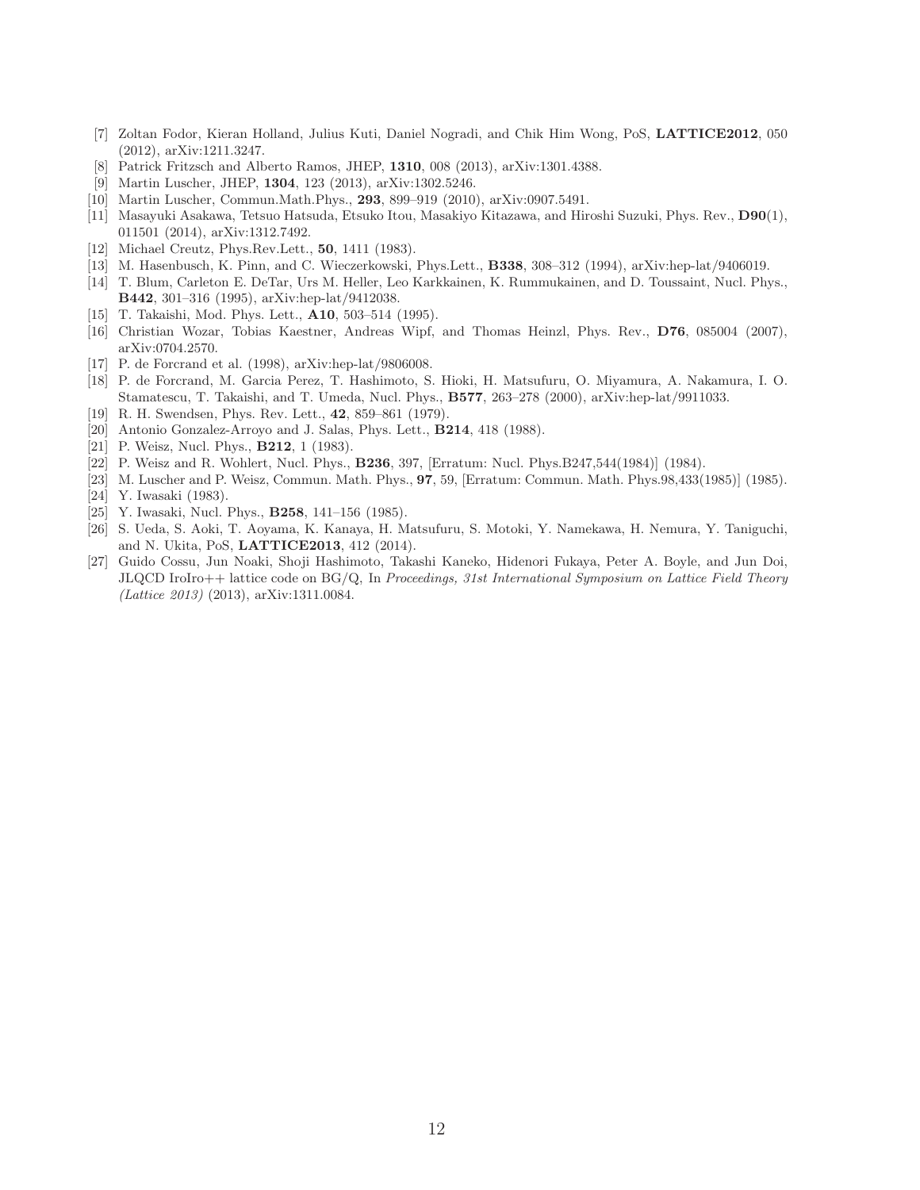[7] Zoltan Fodor, Kieran Holland, Julius Kuti, Daniel Nogradi, and Chik Him Wong, PoS, **LATTICE2012**, 050 (2012), arXiv:1211.3247.

[8] Patrick Fritzsch and Alberto Ramos, JHEP, **1310**, 008 (2013), arXiv:1301.4388.

[9] Martin Luscher, JHEP, **1304**, 123 (2013), arXiv:1302.5246.

[10] Martin Luscher, Commun.Math.Phys., **293**, 899–919 (2010), arXiv:0907.5491.

[11] Masayuki Asakawa, Tetsuo Hatsuda, Etsuko Itou, Masakiyo Kitazawa, and Hiroshi Suzuki, Phys. Rev., **D90**(1), 011501 (2014), arXiv:1312.7492.

[12] Michael Creutz, Phys.Rev.Lett., **50**, 1411 (1983).

[13] M. Hasenbusch, K. Pinn, and C. Wieczerkowski, Phys.Lett., **B338**, 308–312 (1994), arXiv:hep-lat/9406019.

[14] T. Blum, Carleton E. DeTar, Urs M. Heller, Leo Karkkainen, K. Rummukainen, and D. Toussaint, Nucl. Phys., **B442**, 301–316 (1995), arXiv:hep-lat/9412038.

[15] T. Takaishi, Mod. Phys. Lett., **A10**, 503–514 (1995).

[16] Christian Wozar, Tobias Kaestner, Andreas Wipf, and Thomas Heinzl, Phys. Rev., **D76**, 085004 (2007), arXiv:0704.2570.

[17] P. de Forcrand et al. (1998), arXiv:hep-lat/9806008.

[18] P. de Forcrand, M. Garcia Perez, T. Hashimoto, S. Hioki, H. Matsufuru, O. Miyamura, A. Nakamura, I. O. Stamatescu, T. Takaishi, and T. Umeda, Nucl. Phys., **B577**, 263–278 (2000), arXiv:hep-lat/9911033.

[19] R. H. Swendsen, Phys. Rev. Lett., **42**, 859–861 (1979).

[20] Antonio Gonzalez-Arroyo and J. Salas, Phys. Lett., **B214**, 418 (1988).

[21] P. Weisz, Nucl. Phys., **B212**, 1 (1983).

[22] P. Weisz and R. Wohlert, Nucl. Phys., **B236**, 397, [Erratum: Nucl. Phys.B247,544(1984)] (1984).

[23] M. Luscher and P. Weisz, Commun. Math. Phys., **97**, 59, [Erratum: Commun. Math. Phys.98,433(1985)] (1985).

[24] Y. Iwasaki (1983).

[25] Y. Iwasaki, Nucl. Phys., **B258**, 141–156 (1985).

[26] S. Ueda, S. Aoki, T. Aoyama, K. Kanaya, H. Matsufuru, S. Motoki, Y. Namekawa, H. Nemura, Y. Taniguchi, and N. Ukita, PoS, **LATTICE2013**, 412 (2014).

[27] Guido Cossu, Jun Noaki, Shoji Hashimoto, Takashi Kaneko, Hidenori Fukaya, Peter A. Boyle, and Jun Doi, JLQCD IroIro++ lattice code on BG/Q, In *Proceedings, 31st International Symposium on Lattice Field Theory (Lattice 2013)* (2013), arXiv:1311.0084.